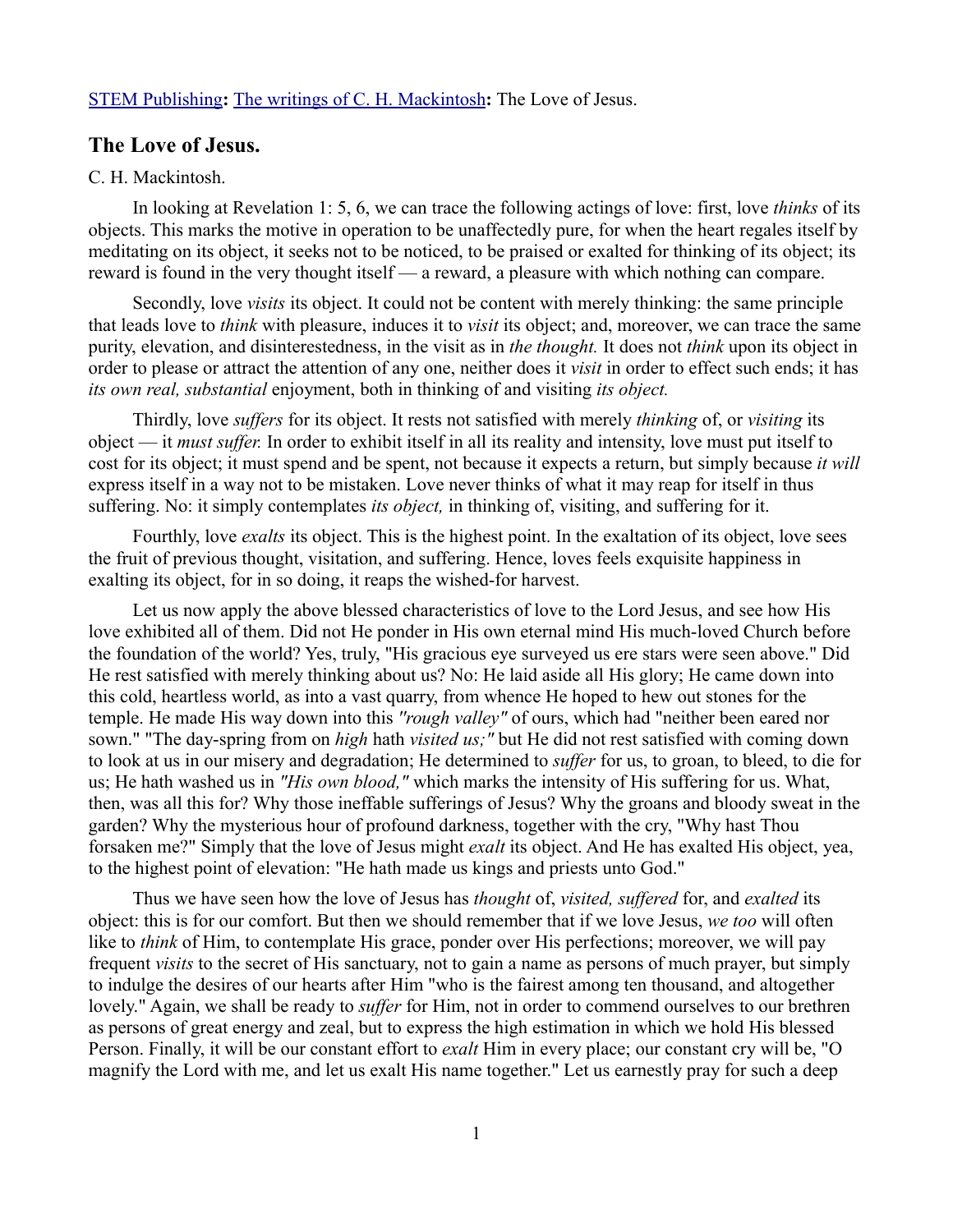STEM Publishing**:** The writings of C. H. Mackintosh**:** The Love of Jesus.

## The Love of Jesus.

C. H. Mackintosh.

In looking at Revelation 1: 5, 6, we can trace the following actings of love: first, love *thinks* of its objects. This marks the motive in operation to be unaffectedly pure, for when the heart regales itself by meditating on its object, it seeks not to be noticed, to be praised or exalted for thinking of its object; its reward is found in the very thought itself — a reward, a pleasure with which nothing can compare.

Secondly, love *visits* its object. It could not be content with merely thinking: the same principle that leads love to *think* with pleasure, induces it to *visit* its object; and, moreover, we can trace the same purity, elevation, and disinterestedness, in the visit as in *the thought.* It does not *think* upon its object in order to please or attract the attention of any one, neither does it *visit* in order to effect such ends; it has *its own real, substantial* enjoyment, both in thinking of and visiting *its object.*

Thirdly, love *suffers* for its object. It rests not satisfied with merely *thinking* of, or *visiting* its object — it *must suffer.* In order to exhibit itself in all its reality and intensity, love must put itself to cost for its object; it must spend and be spent, not because it expects a return, but simply because *it will* express itself in a way not to be mistaken. Love never thinks of what it may reap for itself in thus suffering. No: it simply contemplates *its object,* in thinking of, visiting, and suffering for it.

Fourthly, love *exalts* its object. This is the highest point. In the exaltation of its object, love sees the fruit of previous thought, visitation, and suffering. Hence, loves feels exquisite happiness in exalting its object, for in so doing, it reaps the wished-for harvest.

Let us now apply the above blessed characteristics of love to the Lord Jesus, and see how His love exhibited all of them. Did not He ponder in His own eternal mind His much-loved Church before the foundation of the world? Yes, truly, "His gracious eye surveyed us ere stars were seen above." Did He rest satisfied with merely thinking about us? No: He laid aside all His glory; He came down into this cold, heartless world, as into a vast quarry, from whence He hoped to hew out stones for the temple. He made His way down into this *"rough valley"* of ours, which had "neither been eared nor sown." "The day-spring from on *high* hath *visited us;"* but He did not rest satisfied with coming down to look at us in our misery and degradation; He determined to *suffer* for us, to groan, to bleed, to die for us; He hath washed us in *"His own blood,"* which marks the intensity of His suffering for us. What, then, was all this for? Why those ineffable sufferings of Jesus? Why the groans and bloody sweat in the garden? Why the mysterious hour of profound darkness, together with the cry, "Why hast Thou forsaken me?" Simply that the love of Jesus might *exalt* its object. And He has exalted His object, yea, to the highest point of elevation: "He hath made us kings and priests unto God."

Thus we have seen how the love of Jesus has *thought* of, *visited, suffered* for, and *exalted* its object: this is for our comfort. But then we should remember that if we love Jesus, *we too* will often like to *think* of Him, to contemplate His grace, ponder over His perfections; moreover, we will pay frequent *visits* to the secret of His sanctuary, not to gain a name as persons of much prayer, but simply to indulge the desires of our hearts after Him "who is the fairest among ten thousand, and altogether lovely." Again, we shall be ready to *suffer* for Him, not in order to commend ourselves to our brethren as persons of great energy and zeal, but to express the high estimation in which we hold His blessed Person. Finally, it will be our constant effort to *exalt* Him in every place; our constant cry will be, "O magnify the Lord with me, and let us exalt His name together." Let us earnestly pray for such a deep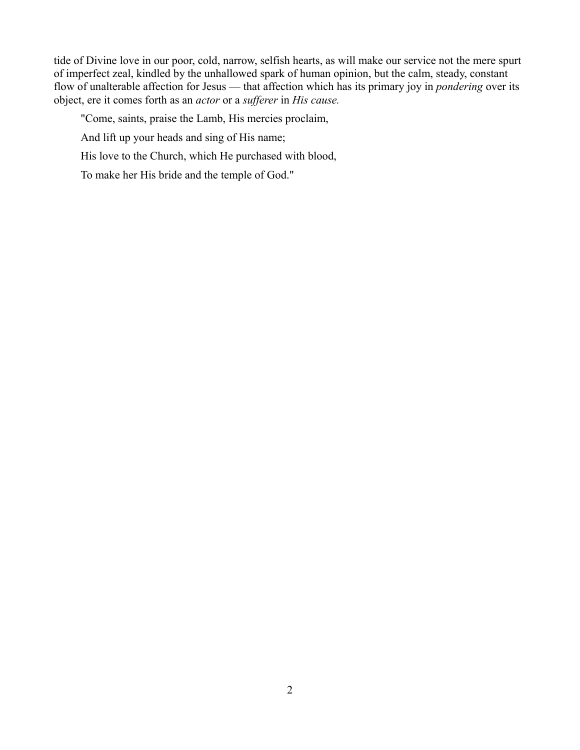tide of Divine love in our poor, cold, narrow, selfish hearts, as will make our service not the mere spurt of imperfect zeal, kindled by the unhallowed spark of human opinion, but the calm, steady, constant flow of unalterable affection for Jesus — that affection which has its primary joy in *pondering* over its object, ere it comes forth as an *actor* or a *sufferer* in *His cause.*

"Come, saints, praise the Lamb, His mercies proclaim,

And lift up your heads and sing of His name;

His love to the Church, which He purchased with blood,

To make her His bride and the temple of God."